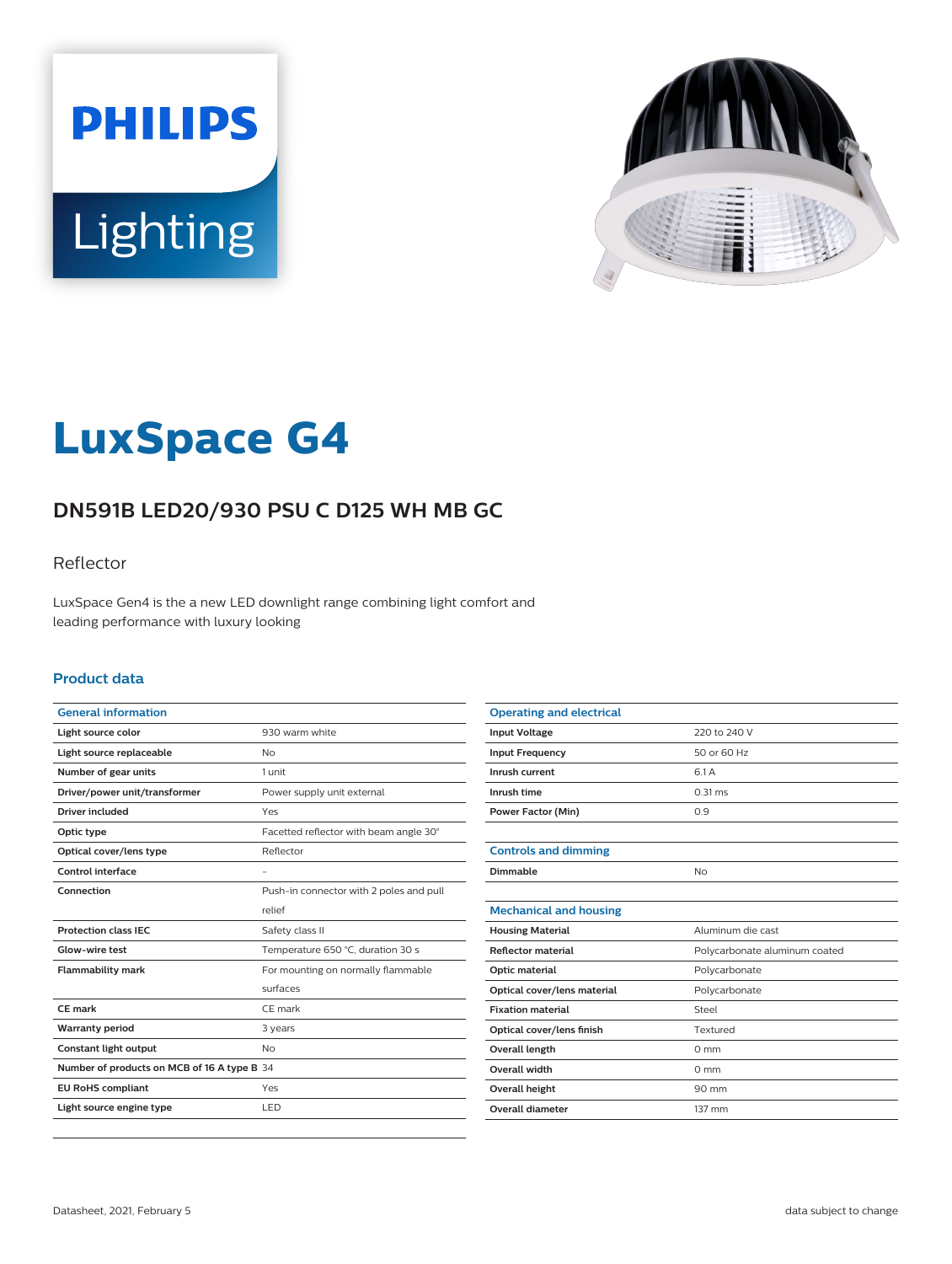# LuxSpace G4

## DN591B LED20/930 PSU C D125 WH MB GC

Reflector

LuxSpace Gen4 is the a new LED downlight range combining light comfort and leading performance with luxury looking

### Product data

| General information | |
|---|---|
| Light source color | 930 warm white |
| Light source replaceable | No |
| Number of gear units | 1 unit |
| Driver/power unit/transformer | Power supply unit external |
| Driver included | Yes |
| Optic type | Facetted reflector with beam angle 30° |
| Optical cover/lens type | Reflector |
| Control interface | - |
| Connection | Push-in connector with 2 poles and pull relief |
| Protection class IEC | Safety class II |
| Glow-wire test | Temperature 650 °C, duration 30 s |
| Flammability mark | For mounting on normally flammable surfaces |
| CE mark | CE mark |
| Warranty period | 3 years |
| Constant light output | No |
| Number of products on MCB of 16 A type B | 34 |
| EU RoHS compliant | Yes |
| Light source engine type | LED |

| Operating and electrical | |
|---|---|
| Input Voltage | 220 to 240 V |
| Input Frequency | 50 or 60 Hz |
| Inrush current | 6.1 A |
| Inrush time | 0.31 ms |
| Power Factor (Min) | 0.9 |

| Controls and dimming | |
|---|---|
| Dimmable | No |

| Mechanical and housing | |
|---|---|
| Housing Material | Aluminum die cast |
| Reflector material | Polycarbonate aluminum coated |
| Optic material | Polycarbonate |
| Optical cover/lens material | Polycarbonate |
| Fixation material | Steel |
| Optical cover/lens finish | Textured |
| Overall length | 0 mm |
| Overall width | 0 mm |
| Overall height | 90 mm |
| Overall diameter | 137 mm |

Datasheet, 2021, February 5

data subject to change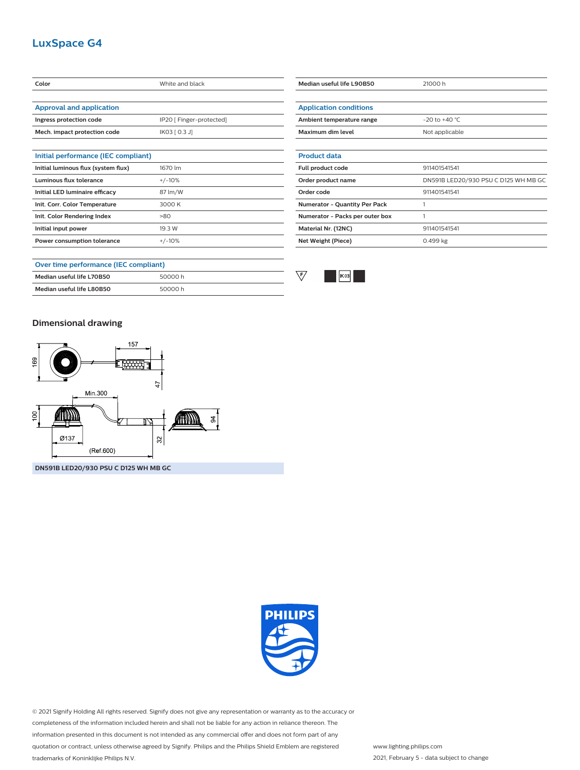# LuxSpace G4

| | |
|---|---|
| Color | White and black |

## Approval and application

| | |
|---|---|
| Ingress protection code | IP20 [ Finger-protected] |
| Mech. impact protection code | IK03 [ 0.3 J] |

## Initial performance (IEC compliant)

| | |
|---|---|
| Initial luminous flux (system flux) | 1670 lm |
| Luminous flux tolerance | +/-10% |
| Initial LED luminaire efficacy | 87 lm/W |
| Init. Corr. Color Temperature | 3000 K |
| Init. Color Rendering Index | >80 |
| Initial input power | 19.3 W |
| Power consumption tolerance | +/-10% |

## Over time performance (IEC compliant)

| | |
|---|---|
| Median useful life L70B50 | 50000 h |
| Median useful life L80B50 | 50000 h |
| Median useful life L90B50 | 21000 h |

## Application conditions

| | |
|---|---|
| Ambient temperature range | -20 to +40 °C |
| Maximum dim level | Not applicable |

## Product data

| | |
|---|---|
| Full product code | 911401541541 |
| Order product name | DN591B LED20/930 PSU C D125 WH MB GC |
| Order code | 911401541541 |
| Numerator - Quantity Per Pack | 1 |
| Numerator - Packs per outer box | 1 |
| Material Nr. (12NC) | 911401541541 |
| Net Weight (Piece) | 0.499 kg |

F IK03

## Dimensional drawing

157
169
47
Min.300
100
Ø137
32
94
(Ref.600)

DN591B LED20/930 PSU C D125 WH MB GC

© 2021 Signify Holding All rights reserved. Signify does not give any representation or warranty as to the accuracy or completeness of the information included herein and shall not be liable for any action in reliance thereon. The information presented in this document is not intended as any commercial offer and does not form part of any quotation or contract, unless otherwise agreed by Signify. Philips and the Philips Shield Emblem are registered trademarks of Koninklijke Philips N.V.

www.lighting.philips.com
2021, February 5 - data subject to change